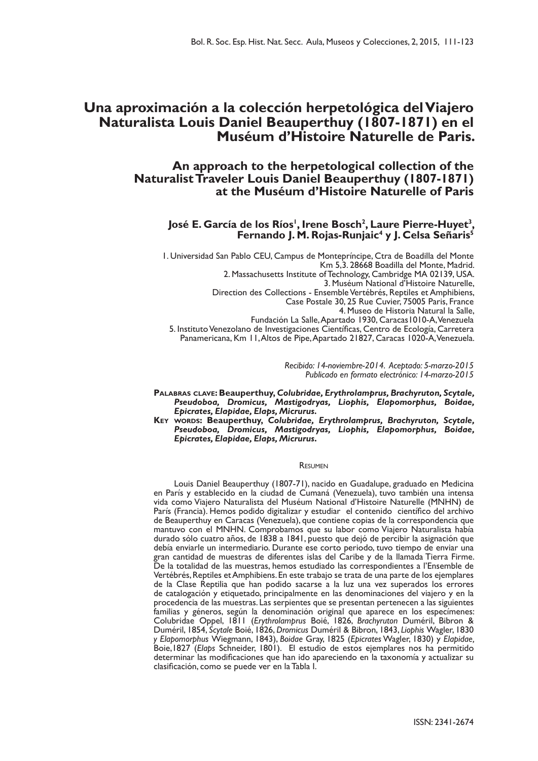# Una aproximación a la colección herpetológica del Viajero Naturalista Louis Daniel Beauperthuy (1807-1871) en el Muséum d'Histoire Naturelle de Paris.

## An approach to the herpetological collection of the Naturalist Traveler Louis Daniel Beauperthuy (1807-1871) at the Muséum d'Histoire Naturelle of Paris

**José E. García de los Ríos[1], Irene Bosch[2], Laure Pierre-Huyet[3], Fernando J. M. Rojas-Runjaic[4] y J. Celsa Señaris[5]**

1. Universidad San Pablo CEU, Campus de Monteprincipe, Ctra de Boadilla del Monte Km 5,3. 28668 Boadilla del Monte, Madrid.
2. Massachusetts Institute of Technology, Cambridge MA 02139, USA.
3. Muséum National d'Histoire Naturelle, Direction des Collections - Ensemble Vertébrés, Reptiles et Amphibiens, Case Postale 30, 25 Rue Cuvier, 75005 Paris, France
4. Museo de Historia Natural la Salle, Fundación La Salle, Apartado 1930, Caracas1010-A, Venezuela
5. Instituto Venezolano de Investigaciones Científicas, Centro de Ecología, Carretera Panamericana, Km 11, Altos de Pipe, Apartado 21827, Caracas 1020-A, Venezuela.

*Recibido: 14-noviembre-2014. Aceptado: 5-marzo-2015*
*Publicado en formato electrónico: 14-marzo-2015*

**Palabras clave: Beauperthuy, *Colubridae, Erythrolamprus, Brachyruton, Scytale, Pseudoboa, Dromicus, Mastigodryas, Liophis, Elapomorphus, Boidae, Epicrates, Elapidae, Elaps, Micrurus*.**

**Key words: Beauperthuy, *Colubridae, Erythrolamprus, Brachyruton, Scytale, Pseudoboa, Dromicus, Mastigodryas, Liophis, Elapomorphus, Boidae, Epicrates, Elapidae, Elaps, Micrurus*.**

### Resumen

Louis Daniel Beauperthuy (1807-71), nacido en Guadalupe, graduado en Medicina en París y establecido en la ciudad de Cumaná (Venezuela), tuvo también una intensa vida como Viajero Naturalista del Muséum National d'Histoire Naturelle (MNHN) de París (Francia). Hemos podido digitalizar y estudiar el contenido científico del archivo de Beauperthuy en Caracas (Venezuela), que contiene copias de la correspondencia que mantuvo con el MNHN. Comprobamos que su labor como Viajero Naturalista había durado sólo cuatro años, de 1838 a 1841, puesto que dejó de percibir la asignación que debía enviarle un intermediario. Durante ese corto periodo, tuvo tiempo de enviar una gran cantidad de muestras de diferentes islas del Caribe y de la llamada Tierra Firme. De la totalidad de las muestras, hemos estudiado las correspondientes a l'Ensemble de Vertébrés, Reptiles et Amphibiens. En este trabajo se trata de una parte de los ejemplares de la Clase Reptilia que han podido sacarse a la luz una vez superados los errores de catalogación y etiquetado, principalmente en las denominaciones del viajero y en la procedencia de las muestras. Las serpientes que se presentan pertenecen a las siguientes familias y géneros, según la denominación original que aparece en los especímenes: Colubridae Oppel, 1811 (*Erythrolamprus* Boié, 1826, *Brachyruton* Duméril, Bibron & Duméril, 1854, *Scytale* Boié, 1826, *Dromicus* Duméril & Bibron, 1843, *Liophis* Wagler, 1830 *y Elapomorphus* Wiegmann, 1843), *Boidae* Gray, 1825 (*Epicrates* Wagler, 1830) y *Elapidae,* Boie,1827 (*Elaps* Schneider, 1801). El estudio de estos ejemplares nos ha permitido determinar las modificaciones que han ido apareciendo en la taxonomía y actualizar su clasificación, como se puede ver en la Tabla I.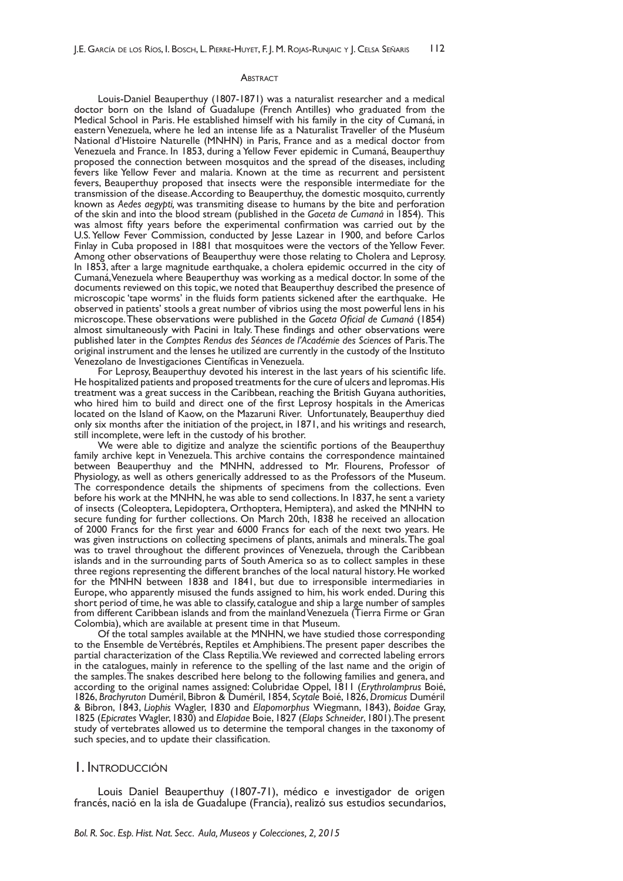## Abstract

Louis-Daniel Beauperthuy (1807-1871) was a naturalist researcher and a medical doctor born on the Island of Guadalupe (French Antilles) who graduated from the Medical School in Paris. He established himself with his family in the city of Cumaná, in eastern Venezuela, where he led an intense life as a Naturalist Traveller of the Muséum National d'Histoire Naturelle (MNHN) in Paris, France and as a medical doctor from Venezuela and France. In 1853, during a Yellow Fever epidemic in Cumaná, Beauperthuy proposed the connection between mosquitos and the spread of the diseases, including fevers like Yellow Fever and malaria. Known at the time as recurrent and persistent fevers, Beauperthuy proposed that insects were the responsible intermediate for the transmission of the disease. According to Beauperthuy, the domestic mosquito, currently known as *Aedes aegypti,* was transmiting disease to humans by the bite and perforation of the skin and into the blood stream (published in the *Gaceta de Cumaná* in 1854). This was almost fifty years before the experimental confirmation was carried out by the U.S. Yellow Fever Commission, conducted by Jesse Lazear in 1900, and before Carlos Finlay in Cuba proposed in 1881 that mosquitoes were the vectors of the Yellow Fever. Among other observations of Beauperthuy were those relating to Cholera and Leprosy. In 1853, after a large magnitude earthquake, a cholera epidemic occurred in the city of Cumaná, Venezuela where Beauperthuy was working as a medical doctor. In some of the documents reviewed on this topic, we noted that Beauperthuy described the presence of microscopic 'tape worms' in the fluids form patients sickened after the earthquake. He observed in patients' stools a great number of vibrios using the most powerful lens in his microscope. These observations were published in the *Gaceta Oficial de Cumaná* (1854) almost simultaneously with Pacini in Italy. These findings and other observations were published later in the *Comptes Rendus des Séances de l'Académie des Sciences* of Paris. The original instrument and the lenses he utilized are currently in the custody of the Instituto Venezolano de Investigaciones Científicas in Venezuela.

For Leprosy, Beauperthuy devoted his interest in the last years of his scientific life. He hospitalized patients and proposed treatments for the cure of ulcers and lepromas. His treatment was a great success in the Caribbean, reaching the British Guyana authorities, who hired him to build and direct one of the first Leprosy hospitals in the Americas located on the Island of Kaow, on the Mazaruni River. Unfortunately, Beauperthuy died only six months after the initiation of the project, in 1871, and his writings and research, still incomplete, were left in the custody of his brother.

We were able to digitize and analyze the scientific portions of the Beauperthuy family archive kept in Venezuela. This archive contains the correspondence maintained between Beauperthuy and the MNHN, addressed to Mr. Flourens, Professor of Physiology, as well as others generically addressed to as the Professors of the Museum. The correspondence details the shipments of specimens from the collections. Even before his work at the MNHN, he was able to send collections. In 1837, he sent a variety of insects (Coleoptera, Lepidoptera, Orthoptera, Hemiptera), and asked the MNHN to secure funding for further collections. On March 20th, 1838 he received an allocation of 2000 Francs for the first year and 6000 Francs for each of the next two years. He was given instructions on collecting specimens of plants, animals and minerals. The goal was to travel throughout the different provinces of Venezuela, through the Caribbean islands and in the surrounding parts of South America so as to collect samples in these three regions representing the different branches of the local natural history. He worked for the MNHN between 1838 and 1841, but due to irresponsible intermediaries in Europe, who apparently misused the funds assigned to him, his work ended. During this short period of time, he was able to classify, catalogue and ship a large number of samples from different Caribbean islands and from the mainland Venezuela (Tierra Firme or Gran Colombia), which are available at present time in that Museum.

Of the total samples available at the MNHN, we have studied those corresponding to the Ensemble de Vertébrés, Reptiles et Amphibiens. The present paper describes the partial characterization of the Class Reptilia. We reviewed and corrected labeling errors in the catalogues, mainly in reference to the spelling of the last name and the origin of the samples. The snakes described here belong to the following families and genera, and according to the original names assigned: Colubridae Oppel, 1811 (*Erythrolamprus* Boié, 1826, *Brachyruton* Duméril, Bibron & Duméril, 1854, *Scytale* Boié, 1826, *Dromicus* Duméril & Bibron, 1843, *Liophis* Wagler, 1830 and *Elapomorphus* Wiegmann, 1843), *Boidae* Gray, 1825 (*Epicrates* Wagler, 1830) and *Elapidae* Boie, 1827 (*Elaps Schneider*, 1801). The present study of vertebrates allowed us to determine the temporal changes in the taxonomy of such species, and to update their classification.

## 1. Introducción

Louis Daniel Beauperthuy (1807-71), médico e investigador de origen francés, nació en la isla de Guadalupe (Francia), realizó sus estudios secundarios,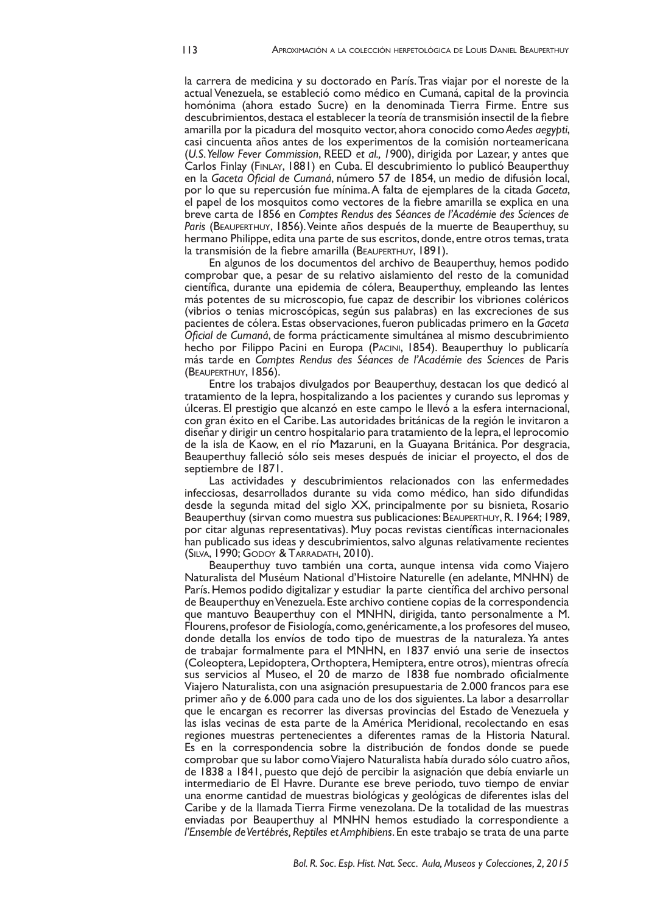la carrera de medicina y su doctorado en París. Tras viajar por el noreste de la actual Venezuela, se estableció como médico en Cumaná, capital de la provincia homónima (ahora estado Sucre) en la denominada Tierra Firme. Entre sus descubrimientos, destaca el establecer la teoría de transmisión insectil de la fiebre amarilla por la picadura del mosquito vector, ahora conocido como *Aedes aegypti*, casi cincuenta años antes de los experimentos de la comisión norteamericana (*U.S. Yellow Fever Commission*, REED *et al.,* 1900), dirigida por Lazear, y antes que Carlos Finlay (FINLAY, 1881) en Cuba. El descubrimiento lo publicó Beauperthuy en la *Gaceta Oficial de Cumaná*, número 57 de 1854, un medio de difusión local, por lo que su repercusión fue mínima. A falta de ejemplares de la citada *Gaceta*, el papel de los mosquitos como vectores de la fiebre amarilla se explica en una breve carta de 1856 en *Comptes Rendus des Séances de l'Académie des Sciences de Paris* (BEAUPERTHUY, 1856). Veinte años después de la muerte de Beauperthuy, su hermano Philippe, edita una parte de sus escritos, donde, entre otros temas, trata la transmisión de la fiebre amarilla (BEAUPERTHUY, 1891).

En algunos de los documentos del archivo de Beauperthuy, hemos podido comprobar que, a pesar de su relativo aislamiento del resto de la comunidad científica, durante una epidemia de cólera, Beauperthuy, empleando las lentes más potentes de su microscopio, fue capaz de describir los vibriones coléricos (vibrios o tenias microscópicas, según sus palabras) en las excreciones de sus pacientes de cólera. Estas observaciones, fueron publicadas primero en la *Gaceta Oficial de Cumaná*, de forma prácticamente simultánea al mismo descubrimiento hecho por Filippo Pacini en Europa (PACINI, 1854). Beauperthuy lo publicaría más tarde en *Comptes Rendus des Séances de l'Académie des Sciences* de Paris (BEAUPERTHUY, 1856).

Entre los trabajos divulgados por Beauperthuy, destacan los que dedicó al tratamiento de la lepra, hospitalizando a los pacientes y curando sus lepromas y úlceras. El prestigio que alcanzó en este campo le llevó a la esfera internacional, con gran éxito en el Caribe. Las autoridades británicas de la región le invitaron a diseñar y dirigir un centro hospitalario para tratamiento de la lepra, el leprocomio de la isla de Kaow, en el río Mazaruni, en la Guayana Británica. Por desgracia, Beauperthuy falleció sólo seis meses después de iniciar el proyecto, el dos de septiembre de 1871.

Las actividades y descubrimientos relacionados con las enfermedades infecciosas, desarrollados durante su vida como médico, han sido difundidas desde la segunda mitad del siglo XX, principalmente por su bisnieta, Rosario Beauperthuy (sirvan como muestra sus publicaciones: BEAUPERTHUY, R. 1964; 1989, por citar algunas representativas). Muy pocas revistas científicas internacionales han publicado sus ideas y descubrimientos, salvo algunas relativamente recientes (SILVA, 1990; GODOY & TARRADATH, 2010).

Beauperthuy tuvo también una corta, aunque intensa vida como Viajero Naturalista del Muséum National d'Histoire Naturelle (en adelante, MNHN) de París. Hemos podido digitalizar y estudiar la parte científica del archivo personal de Beauperthuy en Venezuela. Este archivo contiene copias de la correspondencia que mantuvo Beauperthuy con el MNHN, dirigida, tanto personalmente a M. Flourens, profesor de Fisiología, como, genéricamente, a los profesores del museo, donde detalla los envíos de todo tipo de muestras de la naturaleza. Ya antes de trabajar formalmente para el MNHN, en 1837 envió una serie de insectos (Coleoptera, Lepidoptera, Orthoptera, Hemiptera, entre otros), mientras ofrecía sus servicios al Museo, el 20 de marzo de 1838 fue nombrado oficialmente Viajero Naturalista, con una asignación presupuestaria de 2.000 francos para ese primer año y de 6.000 para cada uno de los dos siguientes. La labor a desarrollar que le encargan es recorrer las diversas provincias del Estado de Venezuela y las islas vecinas de esta parte de la América Meridional, recolectando en esas regiones muestras pertenecientes a diferentes ramas de la Historia Natural. Es en la correspondencia sobre la distribución de fondos donde se puede comprobar que su labor como Viajero Naturalista había durado sólo cuatro años, de 1838 a 1841, puesto que dejó de percibir la asignación que debía enviarle un intermediario de El Havre. Durante ese breve periodo, tuvo tiempo de enviar una enorme cantidad de muestras biológicas y geológicas de diferentes islas del Caribe y de la llamada Tierra Firme venezolana. De la totalidad de las muestras enviadas por Beauperthuy al MNHN hemos estudiado la correspondiente a *l'Ensemble de Vertébrés, Reptiles et Amphibiens*. En este trabajo se trata de una parte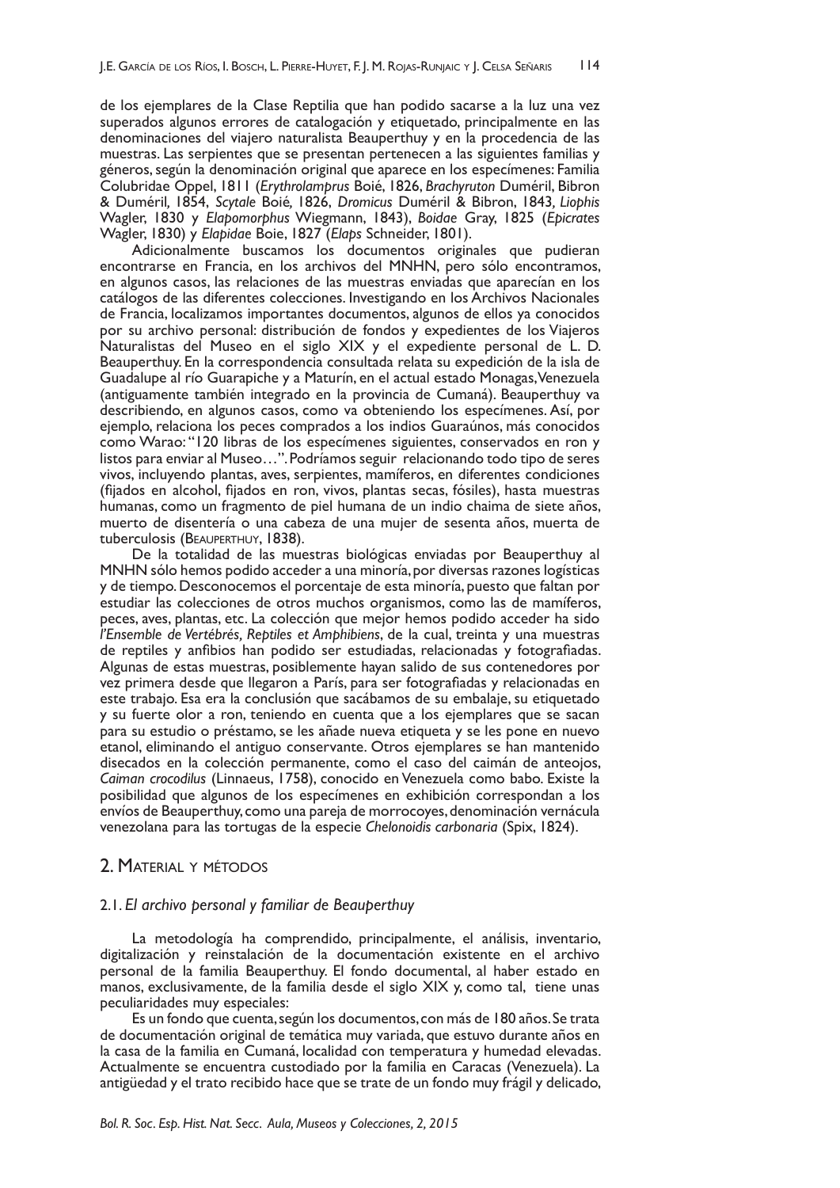de los ejemplares de la Clase Reptilia que han podido sacarse a la luz una vez superados algunos errores de catalogación y etiquetado, principalmente en las denominaciones del viajero naturalista Beauperthuy y en la procedencia de las muestras. Las serpientes que se presentan pertenecen a las siguientes familias y géneros, según la denominación original que aparece en los especímenes: Familia Colubridae Oppel, 1811 (*Erythrolamprus* Boié, 1826, *Brachyruton* Duméril, Bibron & Duméril, 1854, *Scytale* Boié, 1826, *Dromicus* Duméril & Bibron, 1843, *Liophis* Wagler, 1830 y *Elapomorphus* Wiegmann, 1843), *Boidae* Gray, 1825 (*Epicrates* Wagler, 1830) y *Elapidae* Boie, 1827 (*Elaps* Schneider, 1801).

Adicionalmente buscamos los documentos originales que pudieran encontrarse en Francia, en los archivos del MNHN, pero sólo encontramos, en algunos casos, las relaciones de las muestras enviadas que aparecían en los catálogos de las diferentes colecciones. Investigando en los Archivos Nacionales de Francia, localizamos importantes documentos, algunos de ellos ya conocidos por su archivo personal: distribución de fondos y expedientes de los Viajeros Naturalistas del Museo en el siglo XIX y el expediente personal de L. D. Beauperthuy. En la correspondencia consultada relata su expedición de la isla de Guadalupe al río Guarapiche y a Maturín, en el actual estado Monagas, Venezuela (antiguamente también integrado en la provincia de Cumaná). Beauperthuy va describiendo, en algunos casos, como va obteniendo los especímenes. Así, por ejemplo, relaciona los peces comprados a los indios Guaraúnos, más conocidos como Warao: "120 libras de los especímenes siguientes, conservados en ron y listos para enviar al Museo…". Podríamos seguir relacionando todo tipo de seres vivos, incluyendo plantas, aves, serpientes, mamíferos, en diferentes condiciones (fijados en alcohol, fijados en ron, vivos, plantas secas, fósiles), hasta muestras humanas, como un fragmento de piel humana de un indio chaima de siete años, muerto de disentería o una cabeza de una mujer de sesenta años, muerta de tuberculosis (Beauperthuy, 1838).

De la totalidad de las muestras biológicas enviadas por Beauperthuy al MNHN sólo hemos podido acceder a una minoría, por diversas razones logísticas y de tiempo. Desconocemos el porcentaje de esta minoría, puesto que faltan por estudiar las colecciones de otros muchos organismos, como las de mamíferos, peces, aves, plantas, etc. La colección que mejor hemos podido acceder ha sido *l'Ensemble de Vertébrés, Reptiles et Amphibiens*, de la cual, treinta y una muestras de reptiles y anfibios han podido ser estudiadas, relacionadas y fotografiadas. Algunas de estas muestras, posiblemente hayan salido de sus contenedores por vez primera desde que llegaron a París, para ser fotografiadas y relacionadas en este trabajo. Esa era la conclusión que sacábamos de su embalaje, su etiquetado y su fuerte olor a ron, teniendo en cuenta que a los ejemplares que se sacan para su estudio o préstamo, se les añade nueva etiqueta y se les pone en nuevo etanol, eliminando el antiguo conservante. Otros ejemplares se han mantenido disecados en la colección permanente, como el caso del caimán de anteojos, *Caiman crocodilus* (Linnaeus, 1758), conocido en Venezuela como babo. Existe la posibilidad que algunos de los especímenes en exhibición correspondan a los envíos de Beauperthuy, como una pareja de morrocoyes, denominación vernácula venezolana para las tortugas de la especie *Chelonoidis carbonaria* (Spix, 1824).

## 2. Material y métodos

### 2.1. *El archivo personal y familiar de Beauperthuy*

La metodología ha comprendido, principalmente, el análisis, inventario, digitalización y reinstalación de la documentación existente en el archivo personal de la familia Beauperthuy. El fondo documental, al haber estado en manos, exclusivamente, de la familia desde el siglo XIX y, como tal, tiene unas peculiaridades muy especiales:

Es un fondo que cuenta, según los documentos, con más de 180 años. Se trata de documentación original de temática muy variada, que estuvo durante años en la casa de la familia en Cumaná, localidad con temperatura y humedad elevadas. Actualmente se encuentra custodiado por la familia en Caracas (Venezuela). La antigüedad y el trato recibido hace que se trate de un fondo muy frágil y delicado,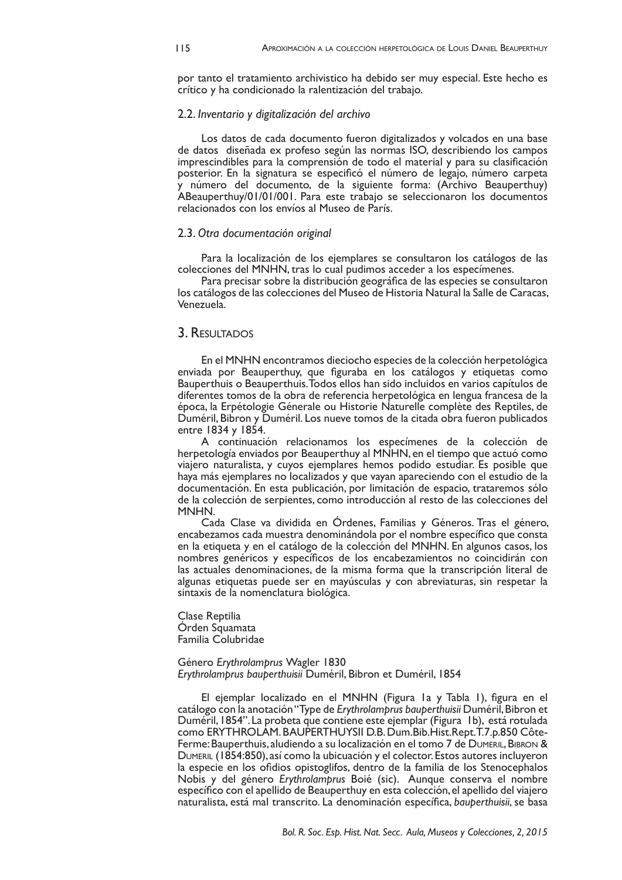por tanto el tratamiento archivistico ha debido ser muy especial. Este hecho es crítico y ha condicionado la ralentización del trabajo.

### 2.2. *Inventario y digitalización del archivo*

Los datos de cada documento fueron digitalizados y volcados en una base de datos diseñada ex profeso según las normas ISO, describiendo los campos imprescindibles para la comprensión de todo el material y para su clasificación posterior. En la signatura se especificó el número de legajo, número carpeta y número del documento, de la siguiente forma: (Archivo Beauperthuy) ABeauperthuy/01/01/001. Para este trabajo se seleccionaron los documentos relacionados con los envíos al Museo de París.

### 2.3. *Otra documentación original*

Para la localización de los ejemplares se consultaron los catálogos de las colecciones del MNHN, tras lo cual pudimos acceder a los especímenes.

Para precisar sobre la distribución geográfica de las especies se consultaron los catálogos de las colecciones del Museo de Historia Natural la Salle de Caracas, Venezuela.

## 3. Resultados

En el MNHN encontramos dieciocho especies de la colección herpetológica enviada por Beauperthuy, que figuraba en los catálogos y etiquetas como Bauperthuis o Beauperthuis. Todos ellos han sido incluidos en varios capítulos de diferentes tomos de la obra de referencia herpetológica en lengua francesa de la época, la Erpétologie Génerale ou Historie Naturelle complète des Reptiles, de Duméril, Bibron y Duméril. Los nueve tomos de la citada obra fueron publicados entre 1834 y 1854.

A continuación relacionamos los especímenes de la colección de herpetología enviados por Beauperthuy al MNHN, en el tiempo que actuó como viajero naturalista, y cuyos ejemplares hemos podido estudiar. Es posible que haya más ejemplares no localizados y que vayan apareciendo con el estudio de la documentación. En esta publicación, por limitación de espacio, trataremos sólo de la colección de serpientes, como introducción al resto de las colecciones del MNHN.

Cada Clase va dividida en Órdenes, Familias y Géneros. Tras el género, encabezamos cada muestra denominándola por el nombre específico que consta en la etiqueta y en el catálogo de la colección del MNHN. En algunos casos, los nombres genéricos y específicos de los encabezamientos no coincidirán con las actuales denominaciones, de la misma forma que la transcripción literal de algunas etiquetas puede ser en mayúsculas y con abreviaturas, sin respetar la sintaxis de la nomenclatura biológica.

Clase Reptilia
Órden Squamata
Familia Colubridae

Género *Erythrolamprus* Wagler 1830
*Erythrolamprus bauperthuisii* Duméril, Bibron et Duméril, 1854

El ejemplar localizado en el MNHN (Figura 1a y Tabla 1), figura en el catálogo con la anotación "Type de *Erythrolamprus bauperthuisii* Duméril, Bibron et Duméril, 1854". La probeta que contiene este ejemplar (Figura 1b), está rotulada como ERYTHROLAM. BAUPERTHUYSII D.B. Dum.Bib.Hist.Rept.T.7.p.850 Côte-Ferme: Bauperthuis, aludiendo a su localización en el tomo 7 de Dumeril, Bibron & Dumeril (1854:850), así como la ubicuación y el colector. Estos autores incluyeron la especie en los ofidios opistoglifos, dentro de la familia de los Stenocephalos Nobis y del género *Erythrolamprus* Boié (sic). Aunque conserva el nombre específico con el apellido de Beauperthuy en esta colección, el apellido del viajero naturalista, está mal transcrito. La denominación específica, *bauperthuisii*, se basa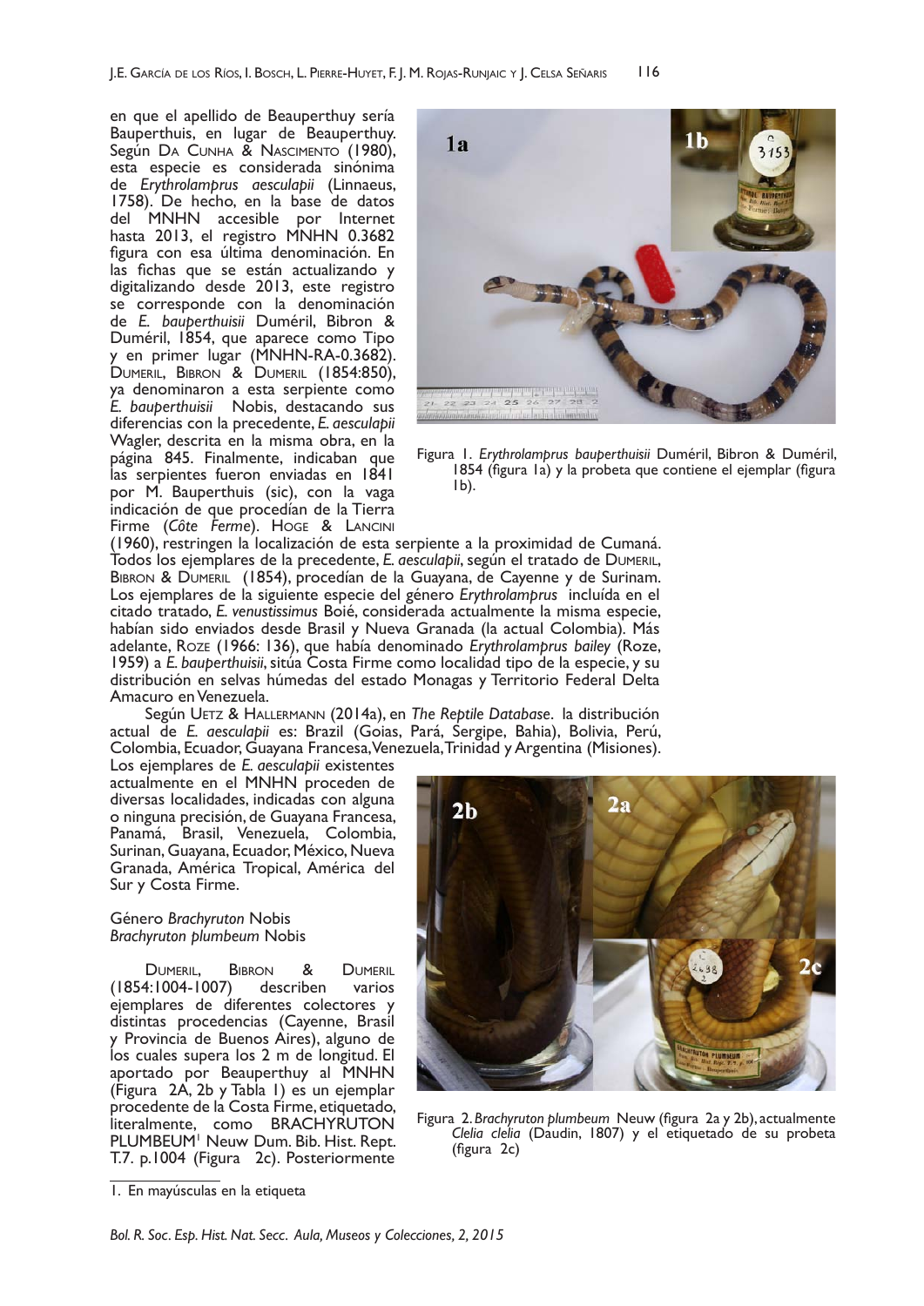en que el apellido de Beauperthuy sería Bauperthuis, en lugar de Beauperthuy. Según Da Cunha & Nascimento (1980), esta especie es considerada sinónima de *Erythrolamprus aesculapii* (Linnaeus, 1758). De hecho, en la base de datos del MNHN accesible por Internet hasta 2013, el registro MNHN 0.3682 figura con esa última denominación. En las fichas que se están actualizando y digitalizando desde 2013, este registro se corresponde con la denominación de *E. bauperthuisii* Duméril, Bibron & Duméril, 1854, que aparece como Tipo y en primer lugar (MNHN-RA-0.3682). Dumeril, Bibron & Dumeril (1854:850), ya denominaron a esta serpiente como *E. bauperthuisii* Nobis, destacando sus diferencias con la precedente, *E. aesculapii* Wagler, descrita en la misma obra, en la página 845. Finalmente, indicaban que las serpientes fueron enviadas en 1841 por M. Bauperthuis (sic), con la vaga indicación de que procedían de la Tierra Firme (*Côte Ferme*). Hoge & Lancini (1960), restringen la localización de esta serpiente a la proximidad de Cumaná. Todos los ejemplares de la precedente, *E. aesculapii*, según el tratado de Dumeril, Bibron & Dumeril (1854), procedían de la Guayana, de Cayenne y de Surinam. Los ejemplares de la siguiente especie del género *Erythrolamprus* incluída en el citado tratado, *E. venustissimus* Boié, considerada actualmente la misma especie, habían sido enviados desde Brasil y Nueva Granada (la actual Colombia). Más adelante, Roze (1966: 136), que había denominado *Erythrolamprus bailey* (Roze, 1959) a *E. bauperthuisii*, sitúa Costa Firme como localidad tipo de la especie, y su distribución en selvas húmedas del estado Monagas y Territorio Federal Delta Amacuro en Venezuela.

Figura 1. *Erythrolamprus bauperthuisii* Duméril, Bibron & Duméril, 1854 (figura 1a) y la probeta que contiene el ejemplar (figura 1b).

Según Uetz & Hallermann (2014a), en *The Reptile Database*. la distribución actual de *E. aesculapii* es: Brazil (Goias, Pará, Sergipe, Bahia), Bolivia, Perú, Colombia, Ecuador, Guayana Francesa, Venezuela, Trinidad y Argentina (Misiones). Los ejemplares de *E. aesculapii* existentes actualmente en el MNHN proceden de diversas localidades, indicadas con alguna o ninguna precisión, de Guayana Francesa, Panamá, Brasil, Venezuela, Colombia, Surinan, Guayana, Ecuador, México, Nueva Granada, América Tropical, América del Sur y Costa Firme.

Género *Brachyruton* Nobis
*Brachyruton plumbeum* Nobis

Dumeril, Bibron & Dumeril (1854:1004-1007) describen varios ejemplares de diferentes colectores y distintas procedencias (Cayenne, Brasil y Provincia de Buenos Aires), alguno de los cuales supera los 2 m de longitud. El aportado por Beauperthuy al MNHN (Figura 2A, 2b y Tabla 1) es un ejemplar procedente de la Costa Firme, etiquetado, literalmente, como BRACHYRUTON PLUMBEUM[1] Neuw Dum. Bib. Hist. Rept. T.7. p.1004 (Figura 2c). Posteriormente

Figura 2. *Brachyruton plumbeum* Neuw (figura 2a y 2b), actualmente *Clelia clelia* (Daudin, 1807) y el etiquetado de su probeta (figura 2c)

1. En mayúsculas en la etiqueta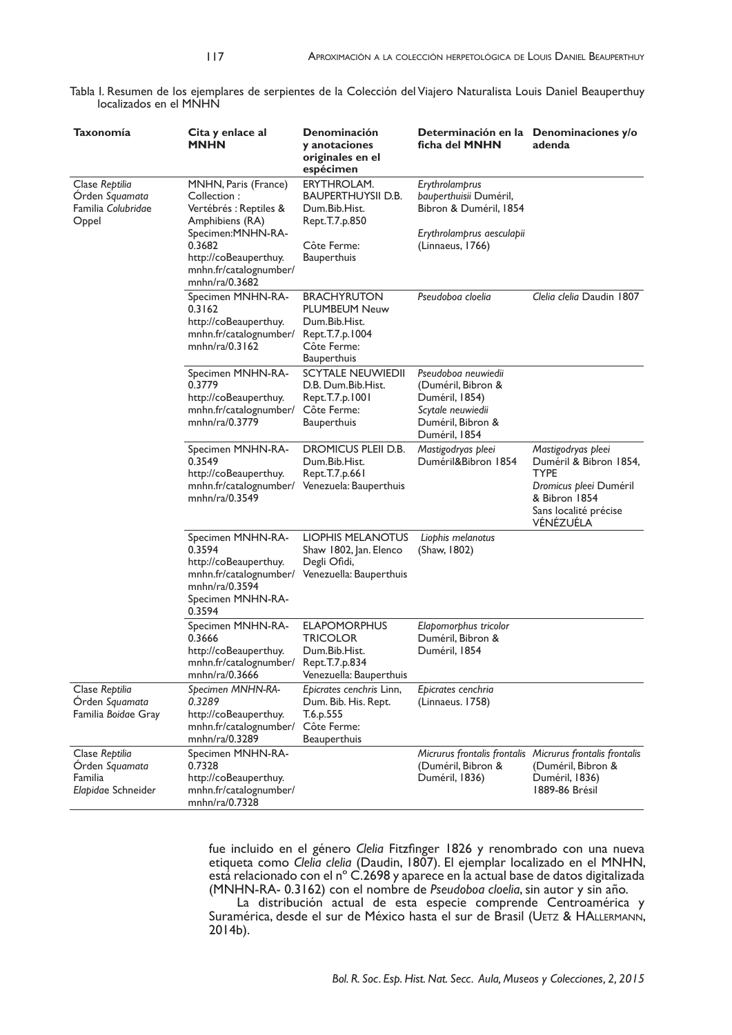Tabla I. Resumen de los ejemplares de serpientes de la Colección del Viajero Naturalista Louis Daniel Beauperthuy localizados en el MNHN

| Taxonomía | Cita y enlace al MNHN | Denominación y anotaciones originales en el espécimen | Determinación en la ficha del MNHN | Denominaciones y/o adenda |
|---|---|---|---|---|
| Clase *Reptilia* Órden *Squamata* Familia *Colubridae* Oppel | MNHN, Paris (France) Collection : Vertébrés : Reptiles & Amphibiens (RA) Specimen:MNHN-RA-0.3682 http://coBeauperthuy.mnhn.fr/catalognumber/mnhn/ra/0.3682 | ERYTHROLAM. BAUPERTHUYSII D.B. Dum.Bib.Hist. Rept.T.7.p.850 Côte Ferme: Bauperthuis | *Erythrolamprus bauperthuisii* Duméril, Bibron & Duméril, 1854 *Erythrolamprus aesculapii* (Linnaeus, 1766) | |
| | Specimen MNHN-RA-0.3162 http://coBeauperthuy.mnhn.fr/catalognumber/mnhn/ra/0.3162 | BRACHYRUTON PLUMBEUM Neuw Dum.Bib.Hist. Rept.T.7.p.1004 Côte Ferme: Bauperthuis | *Pseudoboa cloelia* | *Clelia clelia* Daudin 1807 |
| | Specimen MNHN-RA-0.3779 http://coBeauperthuy.mnhn.fr/catalognumber/mnhn/ra/0.3779 | SCYTALE NEUWIEDII D.B. Dum.Bib.Hist. Rept.T.7.p.1001 Côte Ferme: Bauperthuis | *Pseudoboa neuwiedii* (Duméril, Bibron & Duméril, 1854) *Scytale neuwiedii* Duméril, Bibron & Duméril, 1854 | |
| | Specimen MNHN-RA-0.3549 http://coBeauperthuy.mnhn.fr/catalognumber/mnhn/ra/0.3549 | DROMICUS PLEII D.B. Dum.Bib.Hist. Rept.T.7.p.661 Venezuela: Bauperthuis | *Mastigodryas pleei* Duméril&Bibron 1854 | *Mastigodryas pleei* Duméril & Bibron 1854, TYPE *Dromicus pleei* Duméril & Bibron 1854 Sans localité précise VÉNÉZUÉLA |
| | Specimen MNHN-RA-0.3594 http://coBeauperthuy.mnhn.fr/catalognumber/mnhn/ra/0.3594 Specimen MNHN-RA-0.3594 | LIOPHIS MELANOTUS Shaw 1802, Jan. Elenco Degli Ofidi, Venezuella: Bauperthuis | *Liophis melanotus* (Shaw, 1802) | |
| | Specimen MNHN-RA-0.3666 http://coBeauperthuy.mnhn.fr/catalognumber/mnhn/ra/0.3666 | ELAPOMORPHUS TRICOLOR Dum.Bib.Hist. Rept.T.7.p.834 Venezuella: Bauperthuis | *Elapomorphus tricolor* Duméril, Bibron & Duméril, 1854 | |
| Clase *Reptilia* Órden *Squamata* Familia *Boidae* Gray | *Specimen MNHN-RA-0.3289* http://coBeauperthuy.mnhn.fr/catalognumber/mnhn/ra/0.3289 | *Epicrates cenchris* Linn, Dum. Bib. His. Rept. T.6.p.555 Côte Ferme: Beauperthuis | *Epicrates cenchria* (Linnaeus. 1758) | |
| Clase *Reptilia* Órden *Squamata* Familia *Elapidae* Schneider | Specimen MNHN-RA-0.7328 http://coBeauperthuy.mnhn.fr/catalognumber/mnhn/ra/0.7328 | | *Micrurus frontalis frontalis* (Duméril, Bibron & Duméril, 1836) | *Micrurus frontalis frontalis* (Duméril, Bibron & Duméril, 1836) 1889-86 Brésil |

fue incluido en el género *Clelia* Fitzfinger 1826 y renombrado con una nueva etiqueta como *Clelia clelia* (Daudin, 1807). El ejemplar localizado en el MNHN, está relacionado con el nº C.2698 y aparece en la actual base de datos digitalizada (MNHN-RA- 0.3162) con el nombre de *Pseudoboa cloelia*, sin autor y sin año.

La distribución actual de esta especie comprende Centroamérica y Suramérica, desde el sur de México hasta el sur de Brasil (Uetz & Hallermann, 2014b).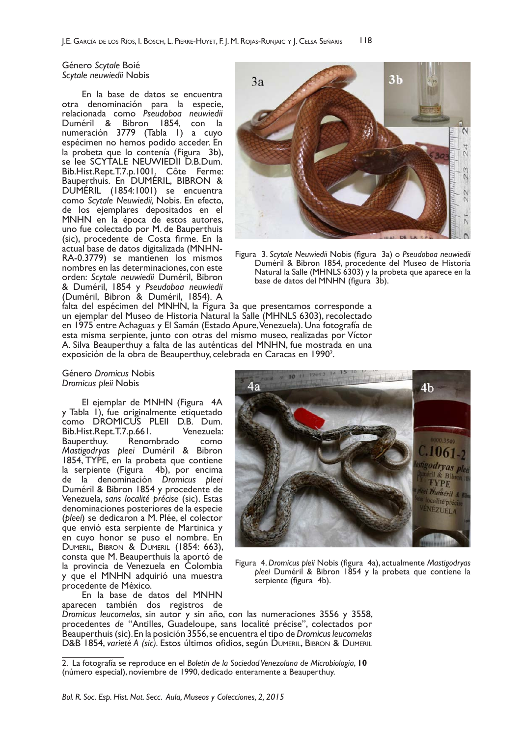Género *Scytale* Boié
*Scytale neuwiedii* Nobis

En la base de datos se encuentra otra denominación para la especie, relacionada como *Pseudoboa neuwiedii* Duméril & Bibron 1854, con la numeración 3779 (Tabla 1) a cuyo espécimen no hemos podido acceder. En la probeta que lo contenía (Figura 3b), se lee SCYTALE NEUWIEDII D.B.Dum. Bib.Hist.Rept.T.7.p.1001. Côte Ferme: Bauperthuis. En DUMÉRIL, BIBRON & DUMÉRIL (1854:1001) se encuentra como *Scytale Neuwiedii,* Nobis. En efecto, de los ejemplares depositados en el MNHN en la época de estos autores, uno fue colectado por M. de Bauperthuis (sic), procedente de Costa firme. En la actual base de datos digitalizada (MNHN-RA-0.3779) se mantienen los mismos nombres en las determinaciones, con este orden: *Scytale neuwiedii* Duméril, Bibron & Duméril, 1854 y *Pseudoboa neuwiedii* (Duméril, Bibron & Duméril, 1854). A falta del espécimen del MNHN, la Figura 3a que presentamos corresponde a un ejemplar del Museo de Historia Natural la Salle (MHNLS 6303), recolectado en 1975 entre Achaguas y El Samán (Estado Apure, Venezuela). Una fotografía de esta misma serpiente, junto con otras del mismo museo, realizadas por Víctor A. Silva Beauperthuy a falta de las auténticas del MNHN, fue mostrada en una exposición de la obra de Beauperthuy, celebrada en Caracas en 1990[2].

Figura 3. *Scytale Neuwiedii* Nobis (figura 3a) o *Pseudoboa neuwiedii* Duméril & Bibron 1854, procedente del Museo de Historia Natural la Salle (MHNLS 6303) y la probeta que aparece en la base de datos del MNHN (figura 3b).

Género *Dromicus* Nobis
*Dromicus pleii* Nobis

El ejemplar de MNHN (Figura 4A y Tabla 1), fue originalmente etiquetado como DROMICUS PLEII D.B. Dum. Bib.Hist.Rept.T.7.p.661. Venezuela: Bauperthuy. Renombrado como *Mastigodryas pleei* Duméril & Bibron 1854, TYPE, en la probeta que contiene la serpiente (Figura 4b), por encima de la denominación *Dromicus pleei* Duméril & Bibron 1854 y procedente de Venezuela, *sans localité précise* (sic). Estas denominaciones posteriores de la especie (*pleei*) se dedicaron a M. Plée, el colector que envió esta serpiente de Martinica y en cuyo honor se puso el nombre. En DUMERIL, BIBRON & DUMERIL (1854: 663), consta que M. Beauperthuis la aportó de la provincia de Venezuela en Colombia y que el MNHN adquirió una muestra procedente de México.

En la base de datos del MNHN aparecen también dos registros de *Dromicus leucomelas*, sin autor y sin año, con las numeraciones 3556 y 3558, procedentes de "Antilles, Guadeloupe, sans localité précise", colectados por Beauperthuis (sic). En la posición 3556, se encuentra el tipo de *Dromicus leucomelas* D&B 1854, *varieté A (sic).* Estos últimos ofidios, según DUMERIL, BIBRON & DUMERIL

Figura 4. *Dromicus pleii* Nobis (figura 4a), actualmente *Mastigodryas pleei* Duméril & Bibron 1854 y la probeta que contiene la serpiente (figura 4b).

2. La fotografía se reproduce en el *Boletín de la Sociedad Venezolana de Microbiología*, **10** (número especial), noviembre de 1990, dedicado enteramente a Beauperthuy.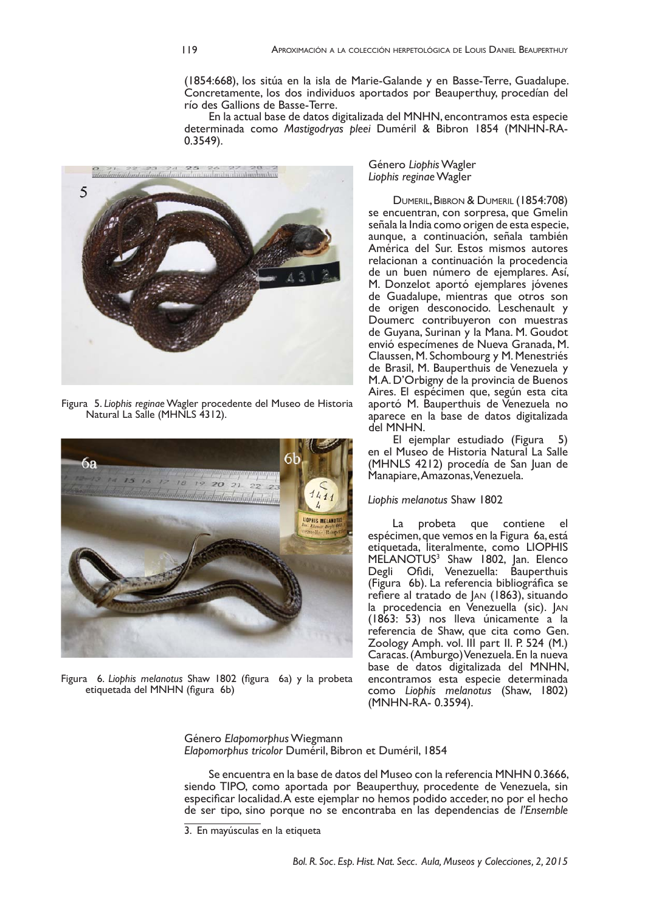(1854:668), los sitúa en la isla de Marie-Galande y en Basse-Terre, Guadalupe. Concretamente, los dos individuos aportados por Beauperthuy, procedían del río des Gallions de Basse-Terre.

En la actual base de datos digitalizada del MNHN, encontramos esta especie determinada como *Mastigodryas pleei* Duméril & Bibron 1854 (MNHN-RA-0.3549).

Figura 5. *Liophis reginae* Wagler procedente del Museo de Historia Natural La Salle (MHNLS 4312).

Figura 6. *Liophis melanotus* Shaw 1802 (figura 6a) y la probeta etiquetada del MNHN (figura 6b)

Género *Liophis* Wagler
*Liophis reginae* Wagler

Dumeril, Bibron & Dumeril (1854:708) se encuentran, con sorpresa, que Gmelin señala la India como origen de esta especie, aunque, a continuación, señala también América del Sur. Estos mismos autores relacionan a continuación la procedencia de un buen número de ejemplares. Así, M. Donzelot aportó ejemplares jóvenes de Guadalupe, mientras que otros son de origen desconocido. Leschenault y Doumerc contribuyeron con muestras de Guyana, Surinan y la Mana. M. Goudot envió especímenes de Nueva Granada, M. Claussen, M. Schombourg y M. Menestriés de Brasil, M. Bauperthuis de Venezuela y M.A. D'Orbigny de la provincia de Buenos Aires. El espécimen que, según esta cita aportó M. Bauperthuis de Venezuela no aparece en la base de datos digitalizada del MNHN.

El ejemplar estudiado (Figura 5) en el Museo de Historia Natural La Salle (MHNLS 4212) procedía de San Juan de Manapiare, Amazonas, Venezuela.

*Liophis melanotus* Shaw 1802

La probeta que contiene el espécimen, que vemos en la Figura 6a, está etiquetada, literalmente, como LIOPHIS MELANOTUS[3] Shaw 1802, Jan. Elenco Degli Ofidi, Venezuella: Bauperthuis (Figura 6b). La referencia bibliográfica se refiere al tratado de Jan (1863), situando la procedencia en Venezuella (sic). Jan (1863: 53) nos lleva únicamente a la referencia de Shaw, que cita como Gen. Zoology Amph. vol. III part II. P. 524 (M.) Caracas. (Amburgo) Venezuela. En la nueva base de datos digitalizada del MNHN, encontramos esta especie determinada como *Liophis melanotus* (Shaw, 1802) (MNHN-RA- 0.3594).

Género *Elapomorphus* Wiegmann
*Elapomorphus tricolor* Duméril, Bibron et Duméril, 1854

Se encuentra en la base de datos del Museo con la referencia MNHN 0.3666, siendo TIPO, como aportada por Beauperthuy, procedente de Venezuela, sin especificar localidad. A este ejemplar no hemos podido acceder, no por el hecho de ser tipo, sino porque no se encontraba en las dependencias de *l'Ensemble*

3. En mayúsculas en la etiqueta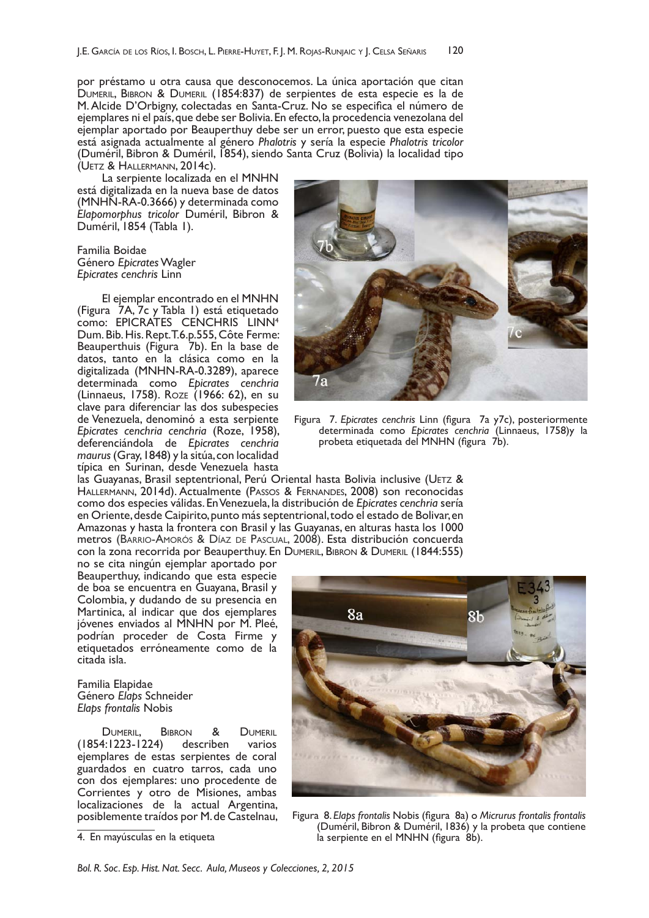por préstamo u otra causa que desconocemos. La única aportación que citan Dumeril, Bibron & Dumeril (1854:837) de serpientes de esta especie es la de M. Alcide D'Orbigny, colectadas en Santa-Cruz. No se especifica el número de ejemplares ni el país, que debe ser Bolivia. En efecto, la procedencia venezolana del ejemplar aportado por Beauperthuy debe ser un error, puesto que esta especie está asignada actualmente al género *Phalotris* y sería la especie *Phalotris tricolor* (Duméril, Bibron & Duméril, 1854), siendo Santa Cruz (Bolivia) la localidad tipo (Uetz & Hallermann, 2014c).

La serpiente localizada en el MNHN está digitalizada en la nueva base de datos (MNHN-RA-0.3666) y determinada como *Elapomorphus tricolor* Duméril, Bibron & Duméril, 1854 (Tabla 1).

Familia Boidae
Género *Epicrates* Wagler
*Epicrates cenchris* Linn

El ejemplar encontrado en el MNHN (Figura 7A, 7c y Tabla 1) está etiquetado como: EPICRATES CENCHRIS LINN[4] Dum. Bib. His. Rept. T.6.p.555, Côte Ferme: Beauperthuis (Figura 7b). En la base de datos, tanto en la clásica como en la digitalizada (MNHN-RA-0.3289), aparece determinada como *Epicrates cenchria* (Linnaeus, 1758). Roze (1966: 62), en su clave para diferenciar las dos subespecies de Venezuela, denominó a esta serpiente *Epicrates cenchria cenchria* (Roze, 1958), deferenciándola de *Epicrates cenchria maurus* (Gray, 1848) y la sitúa, con localidad típica en Surinan, desde Venezuela hasta las Guayanas, Brasil septentrional, Perú Oriental hasta Bolivia inclusive (Uetz & Hallermann, 2014d). Actualmente (Passos & Fernandes, 2008) son reconocidas como dos especies válidas. En Venezuela, la distribución de *Epicrates cenchria* sería en Oriente, desde Caipirito, punto más septentrional, todo el estado de Bolivar, en Amazonas y hasta la frontera con Brasil y las Guayanas, en alturas hasta los 1000 metros (Barrio-Amorós & Díaz de Pascual, 2008). Esta distribución concuerda con la zona recorrida por Beauperthuy. En Dumeril, Bibron & Dumeril (1844:555) no se cita ningún ejemplar aportado por Beauperthuy, indicando que esta especie de boa se encuentra en Guayana, Brasil y Colombia, y dudando de su presencia en Martinica, al indicar que dos ejemplares jóvenes enviados al MNHN por M. Pleé, podrían proceder de Costa Firme y etiquetados erróneamente como de la citada isla.

Figura 7. *Epicrates cenchris* Linn (figura 7a y7c), posteriormente determinada como *Epicrates cenchria* (Linnaeus, 1758)y la probeta etiquetada del MNHN (figura 7b).

Familia Elapidae
Género *Elaps* Schneider
*Elaps frontalis* Nobis

Dumeril, Bibron & Dumeril (1854:1223-1224) describen varios ejemplares de estas serpientes de coral guardados en cuatro tarros, cada uno con dos ejemplares: uno procedente de Corrientes y otro de Misiones, ambas localizaciones de la actual Argentina, posiblemente traídos por M. de Castelnau,

Figura 8. *Elaps frontalis* Nobis (figura 8a) o *Micrurus frontalis frontalis* (Duméril, Bibron & Duméril, 1836) y la probeta que contiene la serpiente en el MNHN (figura 8b).

4. En mayúsculas en la etiqueta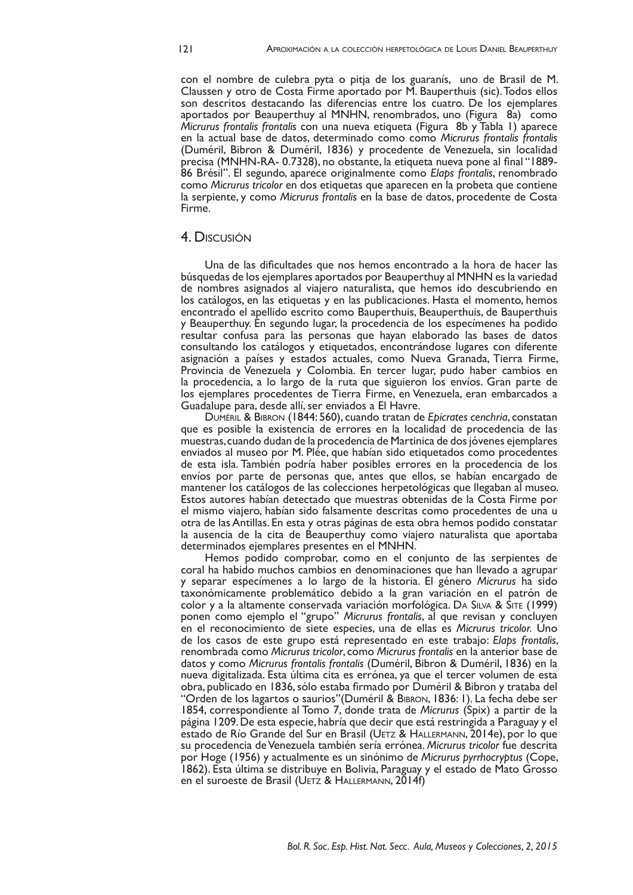con el nombre de culebra pyta o pitja de los guaranís, uno de Brasil de M. Claussen y otro de Costa Firme aportado por M. Bauperthuis (sic). Todos ellos son descritos destacando las diferencias entre los cuatro. De los ejemplares aportados por Beauperthuy al MNHN, renombrados, uno (Figura 8a) como *Micrurus frontalis frontalis* con una nueva etiqueta (Figura 8b y Tabla 1) aparece en la actual base de datos, determinado como como *Micrurus frontalis frontalis* (Duméril, Bibron & Duméril, 1836) y procedente de Venezuela, sin localidad precisa (MNHN-RA- 0.7328), no obstante, la etiqueta nueva pone al final "1889-86 Brésil". El segundo, aparece originalmente como *Elaps frontalis*, renombrado como *Micrurus tricolor* en dos etiquetas que aparecen en la probeta que contiene la serpiente, y como *Micrurus frontalis* en la base de datos, procedente de Costa Firme.

## 4. Discusión

Una de las dificultades que nos hemos encontrado a la hora de hacer las búsquedas de los ejemplares aportados por Beauperthuy al MNHN es la variedad de nombres asignados al viajero naturalista, que hemos ido descubriendo en los catálogos, en las etiquetas y en las publicaciones. Hasta el momento, hemos encontrado el apellido escrito como Bauperthuis, Beauperthuis, de Bauperthuis y Beauperthuy. En segundo lugar, la procedencia de los especímenes ha podido resultar confusa para las personas que hayan elaborado las bases de datos consultando los catálogos y etiquetados, encontrándose lugares con diferente asignación a países y estados actuales, como Nueva Granada, Tierra Firme, Provincia de Venezuela y Colombia. En tercer lugar, pudo haber cambios en la procedencia, a lo largo de la ruta que siguieron los envíos. Gran parte de los ejemplares procedentes de Tierra Firme, en Venezuela, eran embarcados a Guadalupe para, desde allí, ser enviados a El Havre.

Duméril & Bibron (1844: 560), cuando tratan de *Epicrates cenchria*, constatan que es posible la existencia de errores en la localidad de procedencia de las muestras, cuando dudan de la procedencia de Martinica de dos jóvenes ejemplares enviados al museo por M. Plée, que habían sido etiquetados como procedentes de esta isla. También podría haber posibles errores en la procedencia de los envíos por parte de personas que, antes que ellos, se habían encargado de mantener los catálogos de las colecciones herpetológicas que llegaban al museo. Estos autores habían detectado que muestras obtenidas de la Costa Firme por el mismo viajero, habían sido falsamente descritas como procedentes de una u otra de las Antillas. En esta y otras páginas de esta obra hemos podido constatar la ausencia de la cita de Beauperthuy como viajero naturalista que aportaba determinados ejemplares presentes en el MNHN.

Hemos podido comprobar, como en el conjunto de las serpientes de coral ha habido muchos cambios en denominaciones que han llevado a agrupar y separar especímenes a lo largo de la historia. El género *Micrurus* ha sido taxonómicamente problemático debido a la gran variación en el patrón de color y a la altamente conservada variación morfológica. Da Silva & Site (1999) ponen como ejemplo el "grupo" *Micrurus frontalis*, al que revisan y concluyen en el reconocimiento de siete especies, una de ellas es *Micrurus tricolor.* Uno de los casos de este grupo está representado en este trabajo: *Elaps frontalis*, renombrada como *Micrurus tricolor*, como *Micrurus frontalis* en la anterior base de datos y como *Micrurus frontalis frontalis* (Duméril, Bibron & Duméril, 1836) en la nueva digitalizada. Esta última cita es errónea, ya que el tercer volumen de esta obra, publicado en 1836, sólo estaba firmado por Duméril & Bibron y trataba del "Orden de los lagartos o saurios"(Duméril & Bibron, 1836: 1). La fecha debe ser 1854, correspondiente al Tomo 7, donde trata de *Micrurus* (Spix) a partir de la página 1209. De esta especie, habría que decir que está restringida a Paraguay y el estado de Río Grande del Sur en Brasil (Uetz & Hallermann, 2014e), por lo que su procedencia de Venezuela también sería errónea. *Micrurus tricolor* fue descrita por Hoge (1956) y actualmente es un sinónimo de *Micrurus pyrrhocryptus* (Cope, 1862). Esta última se distribuye en Bolivia, Paraguay y el estado de Mato Grosso en el suroeste de Brasil (Uetz & Hallermann, 2014f)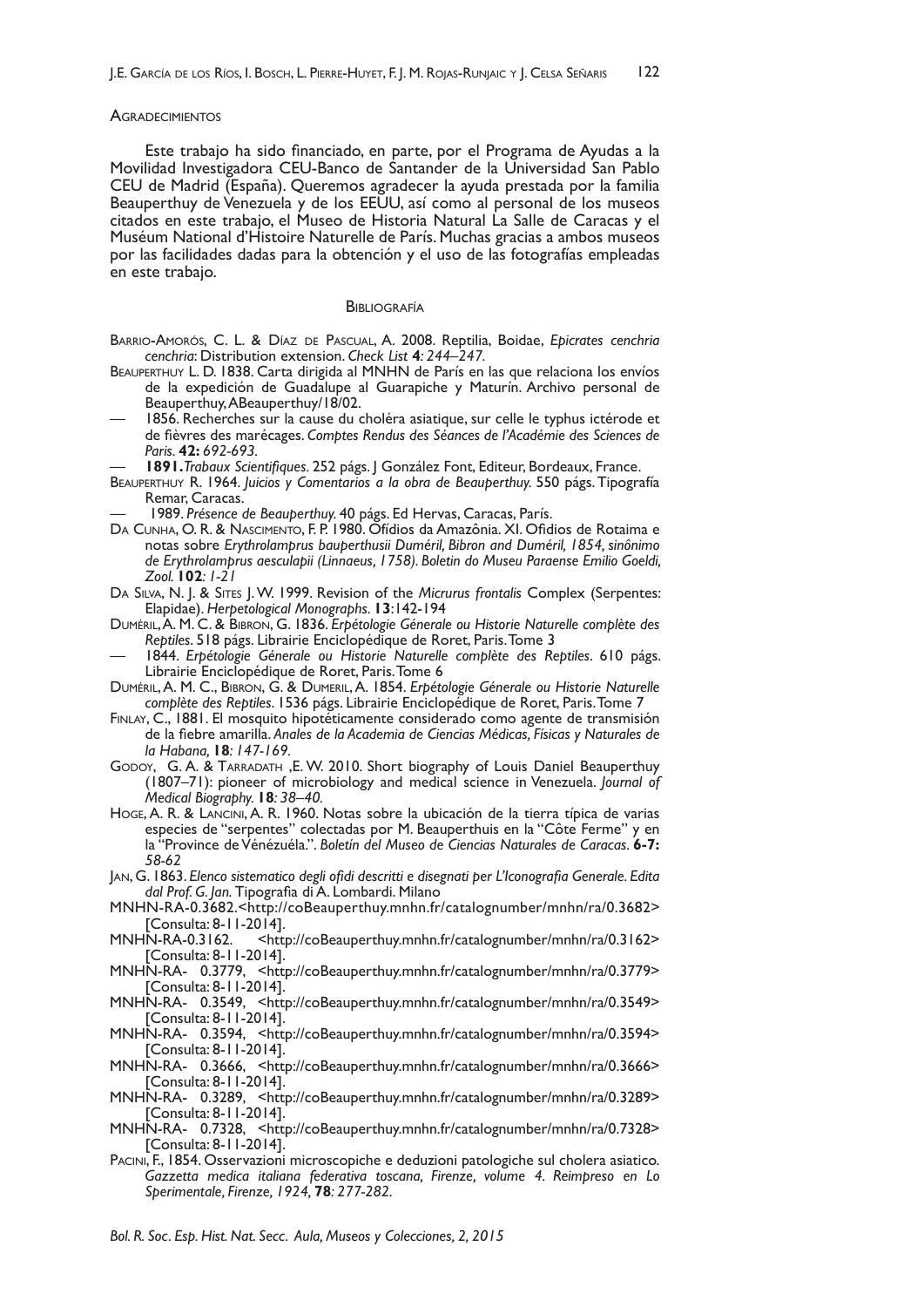## Agradecimientos

Este trabajo ha sido financiado, en parte, por el Programa de Ayudas a la Movilidad Investigadora CEU-Banco de Santander de la Universidad San Pablo CEU de Madrid (España). Queremos agradecer la ayuda prestada por la familia Beauperthuy de Venezuela y de los EEUU, así como al personal de los museos citados en este trabajo, el Museo de Historia Natural La Salle de Caracas y el Muséum National d'Histoire Naturelle de París. Muchas gracias a ambos museos por las facilidades dadas para la obtención y el uso de las fotografías empleadas en este trabajo.

## Bibliografía

Barrio-Amorós, C. L. & Díaz de Pascual, A. 2008. Reptilia, Boidae, *Epicrates cenchria cenchria*: Distribution extension. *Check List* **4***: 244–247.*

Beauperthuy L. D. 1838. Carta dirigida al MNHN de París en las que relaciona los envíos de la expedición de Guadalupe al Guarapiche y Maturín. Archivo personal de Beauperthuy, ABeauperthuy/18/02.

— 1856. Recherches sur la cause du choléra asiatique, sur celle le typhus ictérode et de fièvres des marécages. *Comptes Rendus des Séances de l'Académie des Sciences de Paris*. **42:** *692-693.*

— **1891.** *Trabaux Scientifiques*. 252 págs. J González Font, Editeur, Bordeaux, France.

Beauperthuy R. 1964. *Juicios y Comentarios a la obra de Beauperthuy.* 550 págs. Tipografía Remar, Caracas.

— 1989. *Présence de Beauperthuy.* 40 págs. Ed Hervas, Caracas, París.

Da Cunha, O. R. & Nascimento, F. P. 1980. Ofídios da Amazônia. XI. Ofidios de Rotaima e notas sobre *Erythrolamprus bauperthusii Duméril, Bibron and Duméril, 1854, sinônimo de Erythrolamprus aesculapii (Linnaeus, 1758). Boletin do Museu Paraense Emilio Goeldi, Zool.* **102***: 1-21*

Da Silva, N. J. & Sites J. W. 1999. Revision of the *Micrurus frontalis* Complex (Serpentes: Elapidae). *Herpetological Monographs.* **13**:142-194

Duméril, A. M. C. & Bibron, G. 1836. *Erpétologie Génerale ou Historie Naturelle complète des Reptiles*. 518 págs. Librairie Enciclopédique de Roret, Paris. Tome 3

— 1844. *Erpétologie Génerale ou Historie Naturelle complète des Reptiles*. 610 págs. Librairie Enciclopédique de Roret, Paris. Tome 6

Duméril, A. M. C., Bibron, G. & Dumeril, A. 1854. *Erpétologie Génerale ou Historie Naturelle complète des Reptiles.* 1536 págs. Librairie Enciclopédique de Roret, Paris. Tome 7

Finlay, C., 1881. El mosquito hipotéticamente considerado como agente de transmisión de la fiebre amarilla. *Anales de la Academia de Ciencias Médicas, Físicas y Naturales de la Habana,* **18***: 147-169.*

Godoy, G. A. & Tarradath ,E. W. 2010. Short biography of Louis Daniel Beauperthuy (1807–71): pioneer of microbiology and medical science in Venezuela. *Journal of Medical Biography.* **18***: 38–40.*

Hoge, A. R. & Lancini, A. R. 1960. Notas sobre la ubicación de la tierra típica de varias especies de "serpentes" colectadas por M. Beauperthuis en la "Côte Ferme" y en la "Province de Vénézuéla.". *Boletín del Museo de Ciencias Naturales de Caracas.* **6-7:** *58-62*

Jan, G. 1863. *Elenco sistematico degli ofidi descritti e disegnati per L'Iconografia Generale. Edita dal Prof. G. Jan.* Tipografia di A. Lombardi. Milano

MNHN-RA-0.3682.<http://coBeauperthuy.mnhn.fr/catalognumber/mnhn/ra/0.3682> [Consulta: 8-11-2014].

MNHN-RA-0.3162. <http://coBeauperthuy.mnhn.fr/catalognumber/mnhn/ra/0.3162> [Consulta: 8-11-2014].

MNHN-RA- 0.3779, <http://coBeauperthuy.mnhn.fr/catalognumber/mnhn/ra/0.3779> [Consulta: 8-11-2014].

MNHN-RA- 0.3549, <http://coBeauperthuy.mnhn.fr/catalognumber/mnhn/ra/0.3549> [Consulta: 8-11-2014].

MNHN-RA- 0.3594, <http://coBeauperthuy.mnhn.fr/catalognumber/mnhn/ra/0.3594> [Consulta: 8-11-2014].

MNHN-RA- 0.3666, <http://coBeauperthuy.mnhn.fr/catalognumber/mnhn/ra/0.3666> [Consulta: 8-11-2014].

MNHN-RA- 0.3289, <http://coBeauperthuy.mnhn.fr/catalognumber/mnhn/ra/0.3289> [Consulta: 8-11-2014].

MNHN-RA- 0.7328, <http://coBeauperthuy.mnhn.fr/catalognumber/mnhn/ra/0.7328> [Consulta: 8-11-2014].

Pacini, F., 1854. Osservazioni microscopiche e deduzioni patologiche sul cholera asiatico. *Gazzetta medica italiana federativa toscana, Firenze, volume 4. Reimpreso en Lo Sperimentale, Firenze, 1924,* **78***: 277-282.*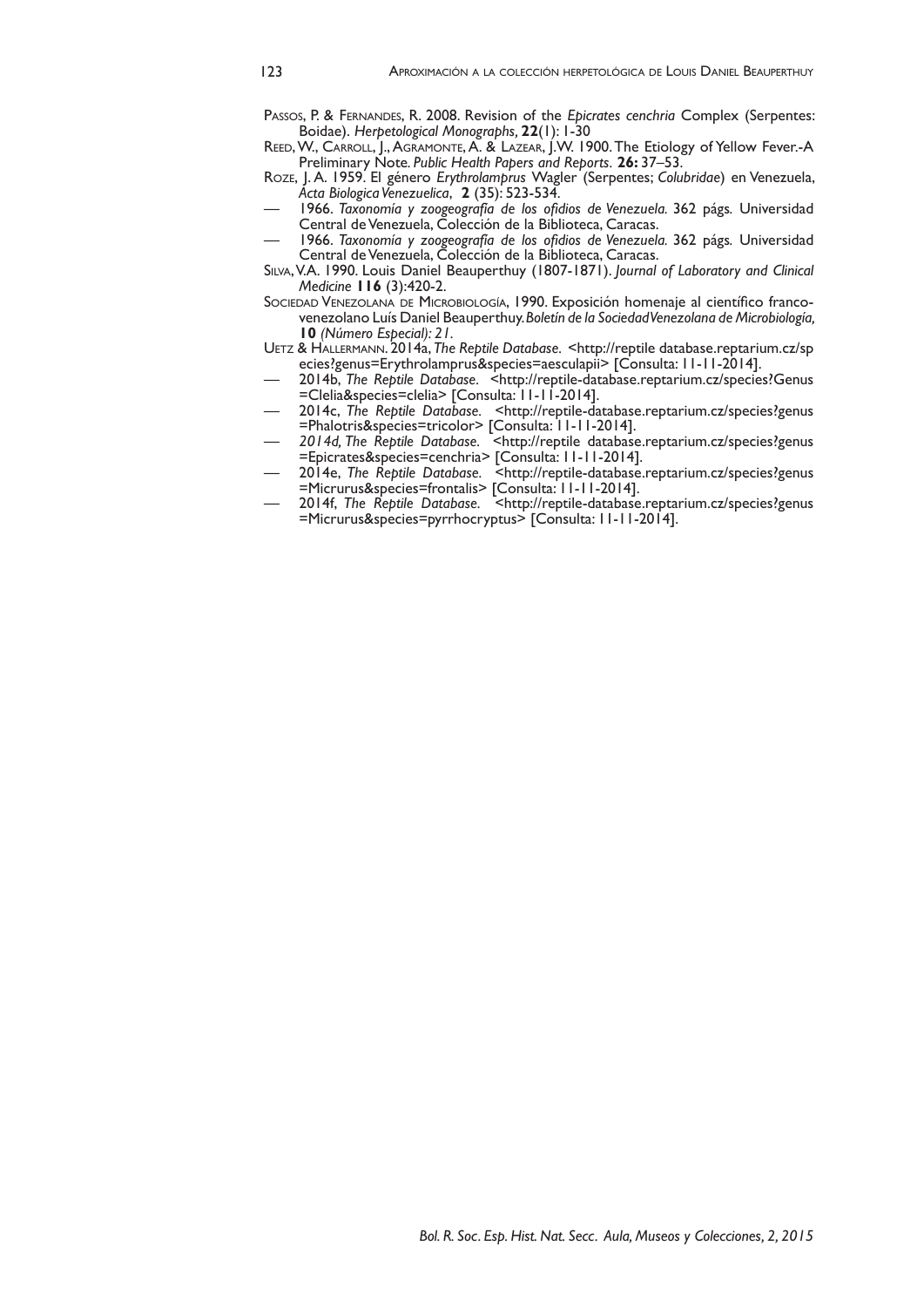Passos, P. & Fernandes, R. 2008. Revision of the *Epicrates cenchria* Complex (Serpentes: Boidae). *Herpetological Monographs,* **22**(1): 1-30

Reed, W., Carroll, J., Agramonte, A. & Lazear, J.W. 1900. The Etiology of Yellow Fever.-A Preliminary Note. *Public Health Papers and Reports*. **26:** 37–53.

Roze, J. A. 1959. El género *Erythrolamprus* Wagler (Serpentes; *Colubridae*) en Venezuela, *Acta Biologica Venezuelica*, **2** (35): 523-534.

— 1966. *Taxonomía y zoogeografía de los ofidios de Venezuela.* 362 págs. Universidad Central de Venezuela, Colección de la Biblioteca, Caracas.

— 1966. *Taxonomía y zoogeografía de los ofidios de Venezuela.* 362 págs. Universidad Central de Venezuela, Colección de la Biblioteca, Caracas.

Silva, V.A. 1990. Louis Daniel Beauperthuy (1807-1871). *Journal of Laboratory and Clinical Medicine* **116** (3):420-2.

Sociedad Venezolana de Microbiología, 1990. Exposición homenaje al científico franco-venezolano Luís Daniel Beauperthuy. *Boletín de la Sociedad Venezolana de Microbiología,* **10** *(Número Especial): 21*.

Uetz & Hallermann. 2014a, *The Reptile Database.* <http://reptile database.reptarium.cz/species?genus=Erythrolamprus&species=aesculapii> [Consulta: 11-11-2014].

— 2014b, *The Reptile Database*. <http://reptile-database.reptarium.cz/species?Genus=Clelia&species=clelia> [Consulta: 11-11-2014].

— 2014c, *The Reptile Database.* <http://reptile-database.reptarium.cz/species?genus=Phalotris&species=tricolor> [Consulta: 11-11-2014].

— *2014d, The Reptile Database*. <http://reptile database.reptarium.cz/species?genus=Epicrates&species=cenchria> [Consulta: 11-11-2014].

— 2014e, *The Reptile Database.* <http://reptile-database.reptarium.cz/species?genus=Micrurus&species=frontalis> [Consulta: 11-11-2014].

— 2014f, *The Reptile Database.* <http://reptile-database.reptarium.cz/species?genus=Micrurus&species=pyrrhocryptus> [Consulta: 11-11-2014].